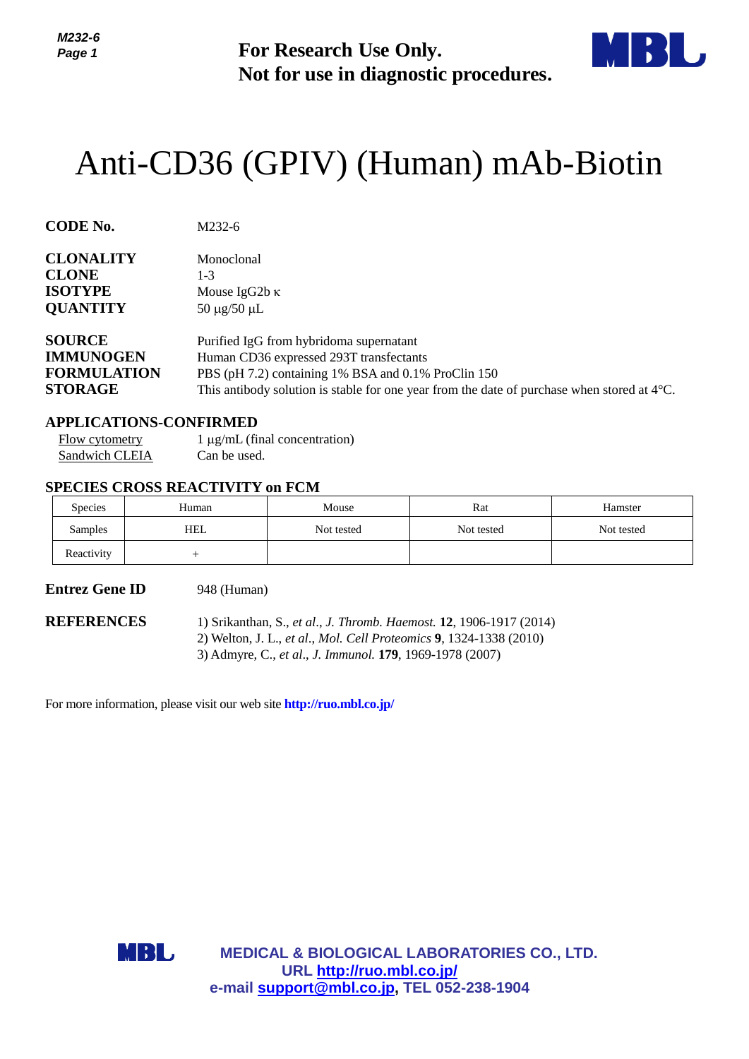**For Research Use Only.**
**Not for use in diagnostic procedures.**

# Anti-CD36 (GPIV) (Human) mAb-Biotin

**CODE No.** M232-6

**CLONALITY** Monoclonal
**CLONE** 1-3
**ISOTYPE** Mouse IgG2b κ
**QUANTITY** 50 µg/50 µL

**SOURCE** Purified IgG from hybridoma supernatant
**IMMUNOGEN** Human CD36 expressed 293T transfectants
**FORMULATION** PBS (pH 7.2) containing 1% BSA and 0.1% ProClin 150
**STORAGE** This antibody solution is stable for one year from the date of purchase when stored at 4°C.

## APPLICATIONS-CONFIRMED

Flow cytometry 1 µg/mL (final concentration)
Sandwich CLEIA Can be used.

## SPECIES CROSS REACTIVITY on FCM

| Species | Human | Mouse | Rat | Hamster |
|---|---|---|---|---|
| Samples | HEL | Not tested | Not tested | Not tested |
| Reactivity | + | | | |

**Entrez Gene ID** 948 (Human)

**REFERENCES**

1) Srikanthan, S., *et al*., *J. Thromb. Haemost.* **12**, 1906-1917 (2014)
2) Welton, J. L., *et al*., *Mol. Cell Proteomics* **9**, 1324-1338 (2010)
3) Admyre, C., *et al*., *J. Immunol.* **179**, 1969-1978 (2007)

For more information, please visit our web site **http://ruo.mbl.co.jp/**

**MEDICAL & BIOLOGICAL LABORATORIES CO., LTD.**
**URL http://ruo.mbl.co.jp/**
**e-mail support@mbl.co.jp, TEL 052-238-1904**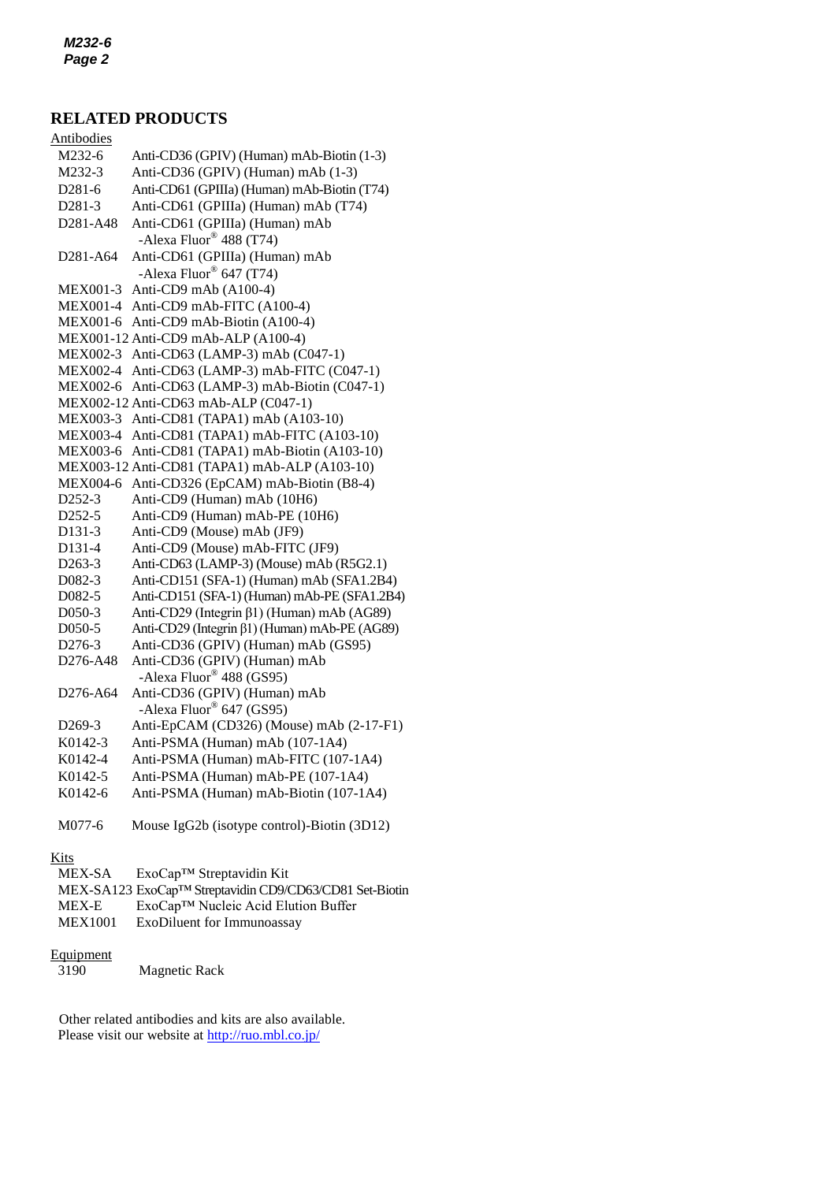# RELATED PRODUCTS

Antibodies

| | |
|---|---|
| M232-6 | Anti-CD36 (GPIV) (Human) mAb-Biotin (1-3) |
| M232-3 | Anti-CD36 (GPIV) (Human) mAb (1-3) |
| D281-6 | Anti-CD61 (GPIIIa) (Human) mAb-Biotin (T74) |
| D281-3 | Anti-CD61 (GPIIIa) (Human) mAb (T74) |
| D281-A48 | Anti-CD61 (GPIIIa) (Human) mAb -Alexa Fluor® 488 (T74) |
| D281-A64 | Anti-CD61 (GPIIIa) (Human) mAb -Alexa Fluor® 647 (T74) |
| MEX001-3 | Anti-CD9 mAb (A100-4) |
| MEX001-4 | Anti-CD9 mAb-FITC (A100-4) |
| MEX001-6 | Anti-CD9 mAb-Biotin (A100-4) |
| MEX001-12 | Anti-CD9 mAb-ALP (A100-4) |
| MEX002-3 | Anti-CD63 (LAMP-3) mAb (C047-1) |
| MEX002-4 | Anti-CD63 (LAMP-3) mAb-FITC (C047-1) |
| MEX002-6 | Anti-CD63 (LAMP-3) mAb-Biotin (C047-1) |
| MEX002-12 | Anti-CD63 mAb-ALP (C047-1) |
| MEX003-3 | Anti-CD81 (TAPA1) mAb (A103-10) |
| MEX003-4 | Anti-CD81 (TAPA1) mAb-FITC (A103-10) |
| MEX003-6 | Anti-CD81 (TAPA1) mAb-Biotin (A103-10) |
| MEX003-12 | Anti-CD81 (TAPA1) mAb-ALP (A103-10) |
| MEX004-6 | Anti-CD326 (EpCAM) mAb-Biotin (B8-4) |
| D252-3 | Anti-CD9 (Human) mAb (10H6) |
| D252-5 | Anti-CD9 (Human) mAb-PE (10H6) |
| D131-3 | Anti-CD9 (Mouse) mAb (JF9) |
| D131-4 | Anti-CD9 (Mouse) mAb-FITC (JF9) |
| D263-3 | Anti-CD63 (LAMP-3) (Mouse) mAb (R5G2.1) |
| D082-3 | Anti-CD151 (SFA-1) (Human) mAb (SFA1.2B4) |
| D082-5 | Anti-CD151 (SFA-1) (Human) mAb-PE (SFA1.2B4) |
| D050-3 | Anti-CD29 (Integrin β1) (Human) mAb (AG89) |
| D050-5 | Anti-CD29 (Integrin β1) (Human) mAb-PE (AG89) |
| D276-3 | Anti-CD36 (GPIV) (Human) mAb (GS95) |
| D276-A48 | Anti-CD36 (GPIV) (Human) mAb -Alexa Fluor® 488 (GS95) |
| D276-A64 | Anti-CD36 (GPIV) (Human) mAb -Alexa Fluor® 647 (GS95) |
| D269-3 | Anti-EpCAM (CD326) (Mouse) mAb (2-17-F1) |
| K0142-3 | Anti-PSMA (Human) mAb (107-1A4) |
| K0142-4 | Anti-PSMA (Human) mAb-FITC (107-1A4) |
| K0142-5 | Anti-PSMA (Human) mAb-PE (107-1A4) |
| K0142-6 | Anti-PSMA (Human) mAb-Biotin (107-1A4) |
| M077-6 | Mouse IgG2b (isotype control)-Biotin (3D12) |

Kits

| | |
|---|---|
| MEX-SA | ExoCap™ Streptavidin Kit |
| MEX-SA123 | ExoCap™ Streptavidin CD9/CD63/CD81 Set-Biotin |
| MEX-E | ExoCap™ Nucleic Acid Elution Buffer |
| MEX1001 | ExoDiluent for Immunoassay |

Equipment

| | |
|---|---|
| 3190 | Magnetic Rack |

Other related antibodies and kits are also available.
Please visit our website at http://ruo.mbl.co.jp/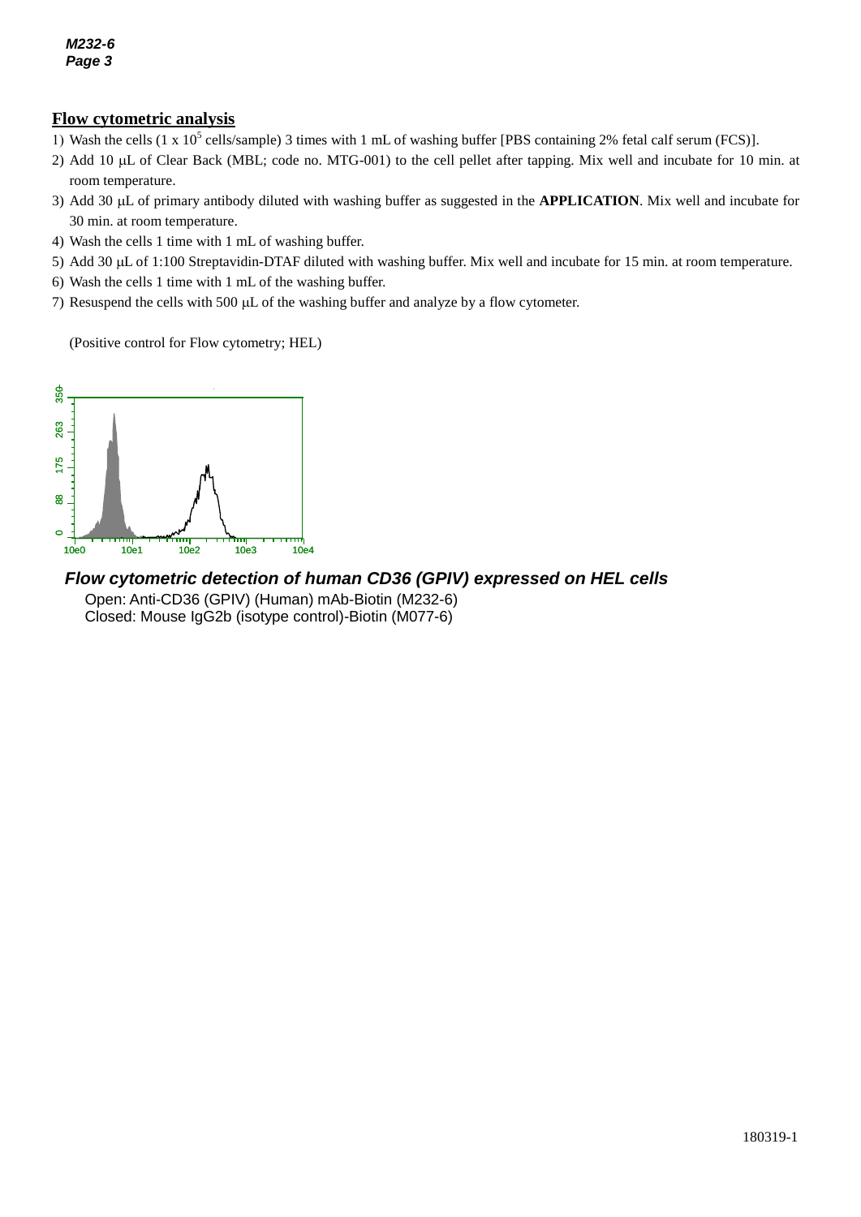## Flow cytometric analysis

1) Wash the cells ($1 \times 10^5$ cells/sample) 3 times with 1 mL of washing buffer [PBS containing 2% fetal calf serum (FCS)].
2) Add 10 μL of Clear Back (MBL; code no. MTG-001) to the cell pellet after tapping. Mix well and incubate for 10 min. at room temperature.
3) Add 30 μL of primary antibody diluted with washing buffer as suggested in the **APPLICATION**. Mix well and incubate for 30 min. at room temperature.
4) Wash the cells 1 time with 1 mL of washing buffer.
5) Add 30 μL of 1:100 Streptavidin-DTAF diluted with washing buffer. Mix well and incubate for 15 min. at room temperature.
6) Wash the cells 1 time with 1 mL of the washing buffer.
7) Resuspend the cells with 500 μL of the washing buffer and analyze by a flow cytometer.

(Positive control for Flow cytometry; HEL)

0
88
175
263
350

10e0
10e1
10e2
10e3
10e4

***Flow cytometric detection of human CD36 (GPIV) expressed on HEL cells***

Open: Anti-CD36 (GPIV) (Human) mAb-Biotin (M232-6)
Closed: Mouse IgG2b (isotype control)-Biotin (M077-6)

180319-1